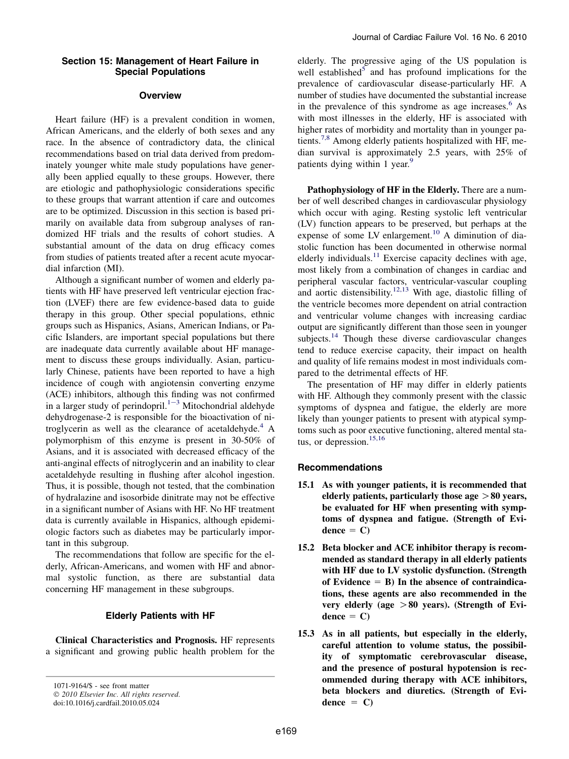## Section 15: Management of Heart Failure in Special Populations

### Overview

Heart failure (HF) is a prevalent condition in women, African Americans, and the elderly of both sexes and any race. In the absence of contradictory data, the clinical recommendations based on trial data derived from predominately younger white male study populations have generally been applied equally to these groups. However, there are etiologic and pathophysiologic considerations specific to these groups that warrant attention if care and outcomes are to be optimized. Discussion in this section is based primarily on available data from subgroup analyses of randomized HF trials and the results of cohort studies. A substantial amount of the data on drug efficacy comes from studies of patients treated after a recent acute myocardial infarction (MI).

Although a significant number of women and elderly patients with HF have preserved left ventricular ejection fraction (LVEF) there are few evidence-based data to guide therapy in this group. Other special populations, ethnic groups such as Hispanics, Asians, American Indians, or Pacific Islanders, are important special populations but there are inadequate data currently available about HF management to discuss these groups individually. Asian, particularly Chinese, patients have been reported to have a high incidence of cough with angiotensin converting enzyme (ACE) inhibitors, although this finding was not confirmed in a larger study of perindopril.[1−3] Mitochondrial aldehyde dehydrogenase-2 is responsible for the bioactivation of nitroglycerin as well as the clearance of acetaldehyde.[4] A polymorphism of this enzyme is present in 30-50% of Asians, and it is associated with decreased efficacy of the anti-anginal effects of nitroglycerin and an inability to clear acetaldehyde resulting in flushing after alcohol ingestion. Thus, it is possible, though not tested, that the combination of hydralazine and isosorbide dinitrate may not be effective in a significant number of Asians with HF. No HF treatment data is currently available in Hispanics, although epidemiologic factors such as diabetes may be particularly important in this subgroup.

The recommendations that follow are specific for the elderly, African-Americans, and women with HF and abnormal systolic function, as there are substantial data concerning HF management in these subgroups.

### Elderly Patients with HF

**Clinical Characteristics and Prognosis.** HF represents a significant and growing public health problem for the elderly. The progressive aging of the US population is well established[5] and has profound implications for the prevalence of cardiovascular disease-particularly HF. A number of studies have documented the substantial increase in the prevalence of this syndrome as age increases.[6] As with most illnesses in the elderly, HF is associated with higher rates of morbidity and mortality than in younger patients.[7,8] Among elderly patients hospitalized with HF, median survival is approximately 2.5 years, with 25% of patients dying within 1 year.[9]

**Pathophysiology of HF in the Elderly.** There are a number of well described changes in cardiovascular physiology which occur with aging. Resting systolic left ventricular (LV) function appears to be preserved, but perhaps at the expense of some LV enlargement.[10] A diminution of diastolic function has been documented in otherwise normal elderly individuals.[11] Exercise capacity declines with age, most likely from a combination of changes in cardiac and peripheral vascular factors, ventricular-vascular coupling and aortic distensibility.[12,13] With age, diastolic filling of the ventricle becomes more dependent on atrial contraction and ventricular volume changes with increasing cardiac output are significantly different than those seen in younger subjects.[14] Though these diverse cardiovascular changes tend to reduce exercise capacity, their impact on health and quality of life remains modest in most individuals compared to the detrimental effects of HF.

The presentation of HF may differ in elderly patients with HF. Although they commonly present with the classic symptoms of dyspnea and fatigue, the elderly are more likely than younger patients to present with atypical symptoms such as poor executive functioning, altered mental status, or depression.[15,16]

### Recommendations

**15.1 As with younger patients, it is recommended that elderly patients, particularly those age > 80 years, be evaluated for HF when presenting with symptoms of dyspnea and fatigue. (Strength of Evidence = C)**

**15.2 Beta blocker and ACE inhibitor therapy is recommended as standard therapy in all elderly patients with HF due to LV systolic dysfunction. (Strength of Evidence = B) In the absence of contraindications, these agents are also recommended in the very elderly (age > 80 years). (Strength of Evidence = C)**

**15.3 As in all patients, but especially in the elderly, careful attention to volume status, the possibility of symptomatic cerebrovascular disease, and the presence of postural hypotension is recommended during therapy with ACE inhibitors, beta blockers and diuretics. (Strength of Evidence = C)**

1071-9164/$ - see front matter
© 2010 Elsevier Inc. All rights reserved.
doi:10.1016/j.cardfail.2010.05.024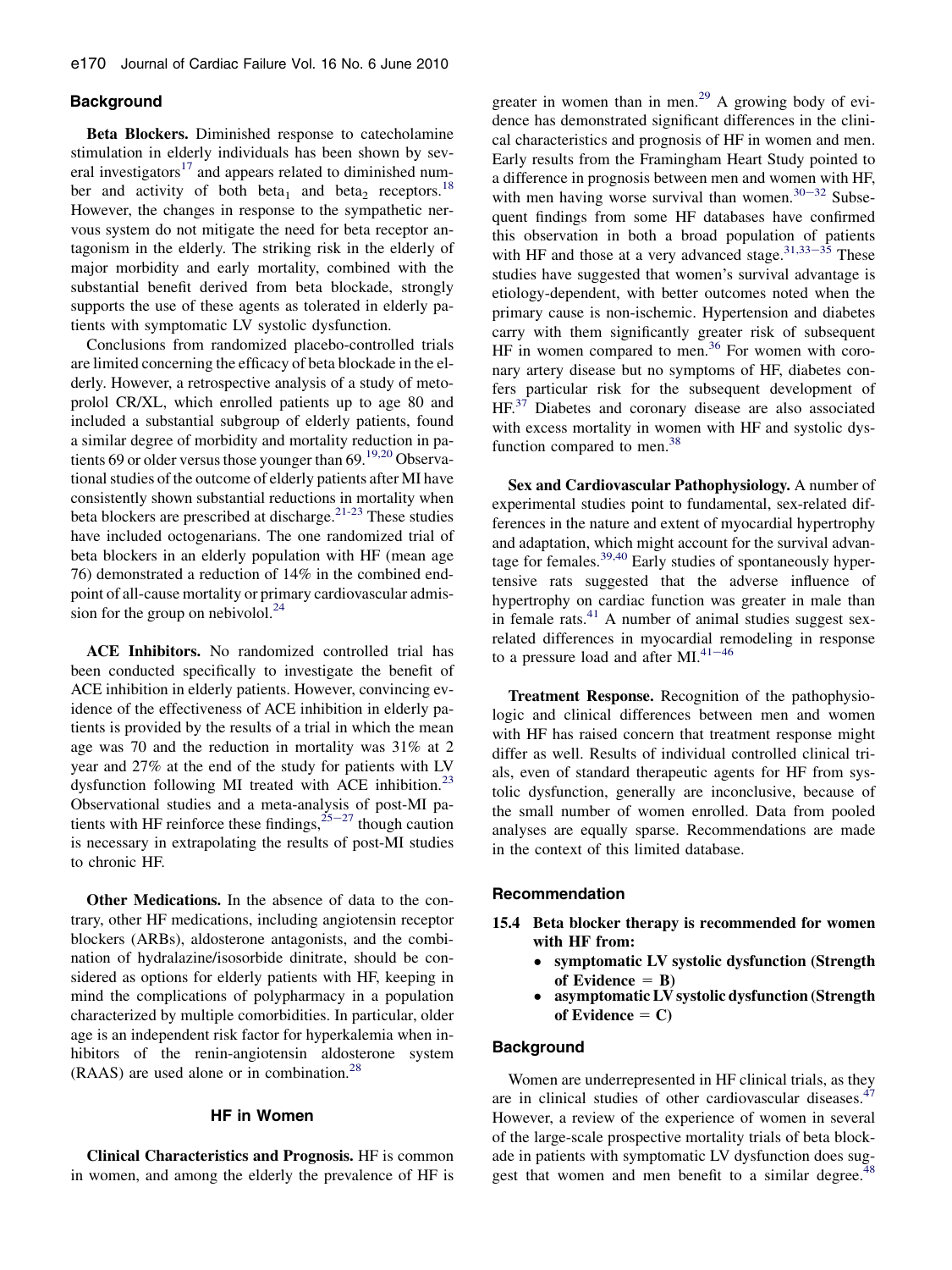### Background

**Beta Blockers.** Diminished response to catecholamine stimulation in elderly individuals has been shown by several investigators[17] and appears related to diminished number and activity of both $beta_1$ and $beta_2$ receptors.[18] However, the changes in response to the sympathetic nervous system do not mitigate the need for beta receptor antagonism in the elderly. The striking risk in the elderly of major morbidity and early mortality, combined with the substantial benefit derived from beta blockade, strongly supports the use of these agents as tolerated in elderly patients with symptomatic LV systolic dysfunction.

Conclusions from randomized placebo-controlled trials are limited concerning the efficacy of beta blockade in the elderly. However, a retrospective analysis of a study of metoprolol CR/XL, which enrolled patients up to age 80 and included a substantial subgroup of elderly patients, found a similar degree of morbidity and mortality reduction in patients 69 or older versus those younger than 69.[19,20] Observational studies of the outcome of elderly patients after MI have consistently shown substantial reductions in mortality when beta blockers are prescribed at discharge.[21-23] These studies have included octogenarians. The one randomized trial of beta blockers in an elderly population with HF (mean age 76) demonstrated a reduction of 14% in the combined endpoint of all-cause mortality or primary cardiovascular admission for the group on nebivolol.[24]

**ACE Inhibitors.** No randomized controlled trial has been conducted specifically to investigate the benefit of ACE inhibition in elderly patients. However, convincing evidence of the effectiveness of ACE inhibition in elderly patients is provided by the results of a trial in which the mean age was 70 and the reduction in mortality was 31% at 2 year and 27% at the end of the study for patients with LV dysfunction following MI treated with ACE inhibition.[23] Observational studies and a meta-analysis of post-MI patients with HF reinforce these findings,[25-27] though caution is necessary in extrapolating the results of post-MI studies to chronic HF.

**Other Medications.** In the absence of data to the contrary, other HF medications, including angiotensin receptor blockers (ARBs), aldosterone antagonists, and the combination of hydralazine/isosorbide dinitrate, should be considered as options for elderly patients with HF, keeping in mind the complications of polypharmacy in a population characterized by multiple comorbidities. In particular, older age is an independent risk factor for hyperkalemia when inhibitors of the renin-angiotensin aldosterone system (RAAS) are used alone or in combination.[28]

## HF in Women

**Clinical Characteristics and Prognosis.** HF is common in women, and among the elderly the prevalence of HF is greater in women than in men.[29] A growing body of evidence has demonstrated significant differences in the clinical characteristics and prognosis of HF in women and men. Early results from the Framingham Heart Study pointed to a difference in prognosis between men and women with HF, with men having worse survival than women.[30-32] Subsequent findings from some HF databases have confirmed this observation in both a broad population of patients with HF and those at a very advanced stage.[31,33-35] These studies have suggested that women's survival advantage is etiology-dependent, with better outcomes noted when the primary cause is non-ischemic. Hypertension and diabetes carry with them significantly greater risk of subsequent HF in women compared to men.[36] For women with coronary artery disease but no symptoms of HF, diabetes confers particular risk for the subsequent development of HF.[37] Diabetes and coronary disease are also associated with excess mortality in women with HF and systolic dysfunction compared to men.[38]

**Sex and Cardiovascular Pathophysiology.** A number of experimental studies point to fundamental, sex-related differences in the nature and extent of myocardial hypertrophy and adaptation, which might account for the survival advantage for females.[39,40] Early studies of spontaneously hypertensive rats suggested that the adverse influence of hypertrophy on cardiac function was greater in male than in female rats.[41] A number of animal studies suggest sex-related differences in myocardial remodeling in response to a pressure load and after MI.[41-46]

**Treatment Response.** Recognition of the pathophysiologic and clinical differences between men and women with HF has raised concern that treatment response might differ as well. Results of individual controlled clinical trials, even of standard therapeutic agents for HF from systolic dysfunction, generally are inconclusive, because of the small number of women enrolled. Data from pooled analyses are equally sparse. Recommendations are made in the context of this limited database.

### Recommendation

**15.4 Beta blocker therapy is recommended for women with HF from:**

- **symptomatic LV systolic dysfunction (Strength of Evidence = B)**
- **asymptomatic LV systolic dysfunction (Strength of Evidence = C)**

### Background

Women are underrepresented in HF clinical trials, as they are in clinical studies of other cardiovascular diseases.[47] However, a review of the experience of women in several of the large-scale prospective mortality trials of beta blockade in patients with symptomatic LV dysfunction does suggest that women and men benefit to a similar degree.[48]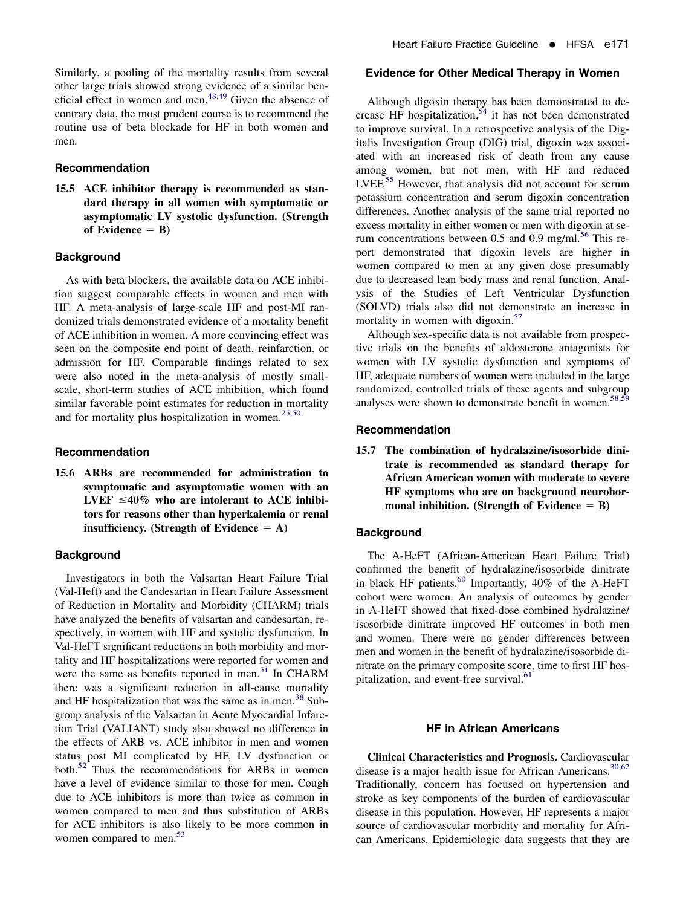Similarly, a pooling of the mortality results from several other large trials showed strong evidence of a similar beneficial effect in women and men.[48,49] Given the absence of contrary data, the most prudent course is to recommend the routine use of beta blockade for HF in both women and men.

### Recommendation

**15.5 ACE inhibitor therapy is recommended as standard therapy in all women with symptomatic or asymptomatic LV systolic dysfunction. (Strength of Evidence = B)**

### Background

As with beta blockers, the available data on ACE inhibition suggest comparable effects in women and men with HF. A meta-analysis of large-scale HF and post-MI randomized trials demonstrated evidence of a mortality benefit of ACE inhibition in women. A more convincing effect was seen on the composite end point of death, reinfarction, or admission for HF. Comparable findings related to sex were also noted in the meta-analysis of mostly small-scale, short-term studies of ACE inhibition, which found similar favorable point estimates for reduction in mortality and for mortality plus hospitalization in women.[25,50]

### Recommendation

**15.6 ARBs are recommended for administration to symptomatic and asymptomatic women with an LVEF ≤40% who are intolerant to ACE inhibitors for reasons other than hyperkalemia or renal insufficiency. (Strength of Evidence = A)**

### Background

Investigators in both the Valsartan Heart Failure Trial (Val-Heft) and the Candesartan in Heart Failure Assessment of Reduction in Mortality and Morbidity (CHARM) trials have analyzed the benefits of valsartan and candesartan, respectively, in women with HF and systolic dysfunction. In Val-HeFT significant reductions in both morbidity and mortality and HF hospitalizations were reported for women and were the same as benefits reported in men.[51] In CHARM there was a significant reduction in all-cause mortality and HF hospitalization that was the same as in men.[38] Subgroup analysis of the Valsartan in Acute Myocardial Infarction Trial (VALIANT) study also showed no difference in the effects of ARB vs. ACE inhibitor in men and women status post MI complicated by HF, LV dysfunction or both.[52] Thus the recommendations for ARBs in women have a level of evidence similar to those for men. Cough due to ACE inhibitors is more than twice as common in women compared to men and thus substitution of ARBs for ACE inhibitors is also likely to be more common in women compared to men.[53]

### Evidence for Other Medical Therapy in Women

Although digoxin therapy has been demonstrated to decrease HF hospitalization,[54] it has not been demonstrated to improve survival. In a retrospective analysis of the Digitalis Investigation Group (DIG) trial, digoxin was associated with an increased risk of death from any cause among women, but not men, with HF and reduced LVEF.[55] However, that analysis did not account for serum potassium concentration and serum digoxin concentration differences. Another analysis of the same trial reported no excess mortality in either women or men with digoxin at serum concentrations between 0.5 and 0.9 mg/ml.[56] This report demonstrated that digoxin levels are higher in women compared to men at any given dose presumably due to decreased lean body mass and renal function. Analysis of the Studies of Left Ventricular Dysfunction (SOLVD) trials also did not demonstrate an increase in mortality in women with digoxin.[57]

Although sex-specific data is not available from prospective trials on the benefits of aldosterone antagonists for women with LV systolic dysfunction and symptoms of HF, adequate numbers of women were included in the large randomized, controlled trials of these agents and subgroup analyses were shown to demonstrate benefit in women.[58,59]

### Recommendation

**15.7 The combination of hydralazine/isosorbide dinitrate is recommended as standard therapy for African American women with moderate to severe HF symptoms who are on background neurohormonal inhibition. (Strength of Evidence = B)**

### Background

The A-HeFT (African-American Heart Failure Trial) confirmed the benefit of hydralazine/isosorbide dinitrate in black HF patients.[60] Importantly, 40% of the A-HeFT cohort were women. An analysis of outcomes by gender in A-HeFT showed that fixed-dose combined hydralazine/isosorbide dinitrate improved HF outcomes in both men and women. There were no gender differences between men and women in the benefit of hydralazine/isosorbide dinitrate on the primary composite score, time to first HF hospitalization, and event-free survival.[61]

## HF in African Americans

**Clinical Characteristics and Prognosis.** Cardiovascular disease is a major health issue for African Americans.[30,62] Traditionally, concern has focused on hypertension and stroke as key components of the burden of cardiovascular disease in this population. However, HF represents a major source of cardiovascular morbidity and mortality for African Americans. Epidemiologic data suggests that they are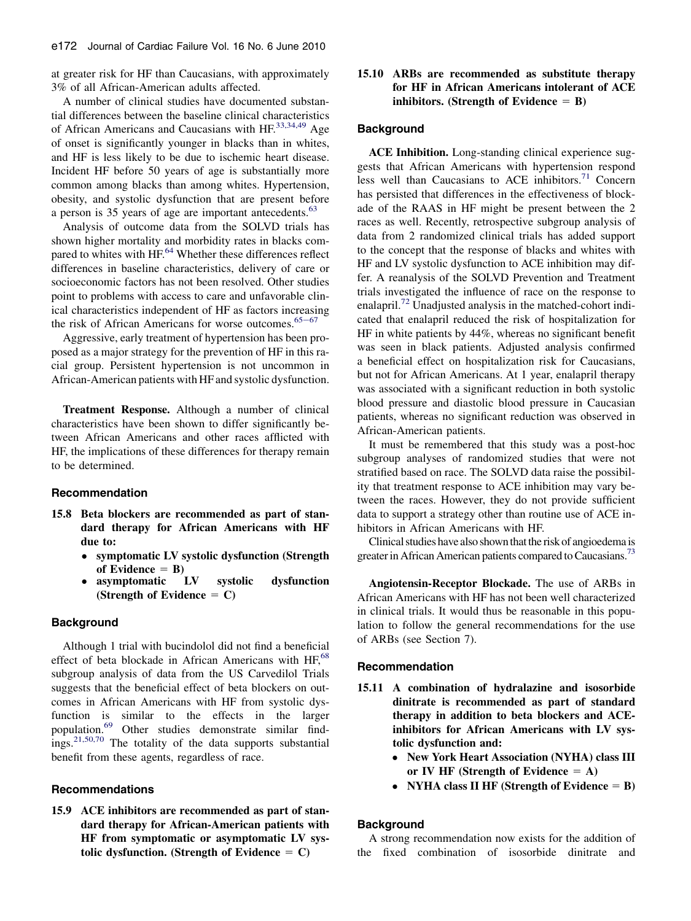at greater risk for HF than Caucasians, with approximately 3% of all African-American adults affected.

A number of clinical studies have documented substantial differences between the baseline clinical characteristics of African Americans and Caucasians with HF.[33,34,49] Age of onset is significantly younger in blacks than in whites, and HF is less likely to be due to ischemic heart disease. Incident HF before 50 years of age is substantially more common among blacks than among whites. Hypertension, obesity, and systolic dysfunction that are present before a person is 35 years of age are important antecedents.[63]

Analysis of outcome data from the SOLVD trials has shown higher mortality and morbidity rates in blacks compared to whites with HF.[64] Whether these differences reflect differences in baseline characteristics, delivery of care or socioeconomic factors has not been resolved. Other studies point to problems with access to care and unfavorable clinical characteristics independent of HF as factors increasing the risk of African Americans for worse outcomes.[65–67]

Aggressive, early treatment of hypertension has been proposed as a major strategy for the prevention of HF in this racial group. Persistent hypertension is not uncommon in African-American patients with HF and systolic dysfunction.

**Treatment Response.** Although a number of clinical characteristics have been shown to differ significantly between African Americans and other races afflicted with HF, the implications of these differences for therapy remain to be determined.

### Recommendation

**15.8 Beta blockers are recommended as part of standard therapy for African Americans with HF due to:**

- **symptomatic LV systolic dysfunction (Strength of Evidence = B)**
- **asymptomatic LV systolic dysfunction (Strength of Evidence = C)**

### Background

Although 1 trial with bucindolol did not find a beneficial effect of beta blockade in African Americans with HF,[68] subgroup analysis of data from the US Carvedilol Trials suggests that the beneficial effect of beta blockers on outcomes in African Americans with HF from systolic dysfunction is similar to the effects in the larger population.[69] Other studies demonstrate similar findings.[21,50,70] The totality of the data supports substantial benefit from these agents, regardless of race.

### Recommendations

**15.9 ACE inhibitors are recommended as part of standard therapy for African-American patients with HF from symptomatic or asymptomatic LV systolic dysfunction. (Strength of Evidence = C)**

**15.10 ARBs are recommended as substitute therapy for HF in African Americans intolerant of ACE inhibitors. (Strength of Evidence = B)**

### Background

**ACE Inhibition.** Long-standing clinical experience suggests that African Americans with hypertension respond less well than Caucasians to ACE inhibitors.[71] Concern has persisted that differences in the effectiveness of blockade of the RAAS in HF might be present between the 2 races as well. Recently, retrospective subgroup analysis of data from 2 randomized clinical trials has added support to the concept that the response of blacks and whites with HF and LV systolic dysfunction to ACE inhibition may differ. A reanalysis of the SOLVD Prevention and Treatment trials investigated the influence of race on the response to enalapril.[72] Unadjusted analysis in the matched-cohort indicated that enalapril reduced the risk of hospitalization for HF in white patients by 44%, whereas no significant benefit was seen in black patients. Adjusted analysis confirmed a beneficial effect on hospitalization risk for Caucasians, but not for African Americans. At 1 year, enalapril therapy was associated with a significant reduction in both systolic blood pressure and diastolic blood pressure in Caucasian patients, whereas no significant reduction was observed in African-American patients.

It must be remembered that this study was a post-hoc subgroup analyses of randomized studies that were not stratified based on race. The SOLVD data raise the possibility that treatment response to ACE inhibition may vary between the races. However, they do not provide sufficient data to support a strategy other than routine use of ACE inhibitors in African Americans with HF.

Clinical studies have also shown that the risk of angioedema is greater in African American patients compared to Caucasians.[73]

**Angiotensin-Receptor Blockade.** The use of ARBs in African Americans with HF has not been well characterized in clinical trials. It would thus be reasonable in this population to follow the general recommendations for the use of ARBs (see Section 7).

### Recommendation

**15.11 A combination of hydralazine and isosorbide dinitrate is recommended as part of standard therapy in addition to beta blockers and ACE-inhibitors for African Americans with LV systolic dysfunction and:**

- **New York Heart Association (NYHA) class III or IV HF (Strength of Evidence = A)**
- **NYHA class II HF (Strength of Evidence = B)**

### Background

A strong recommendation now exists for the addition of the fixed combination of isosorbide dinitrate and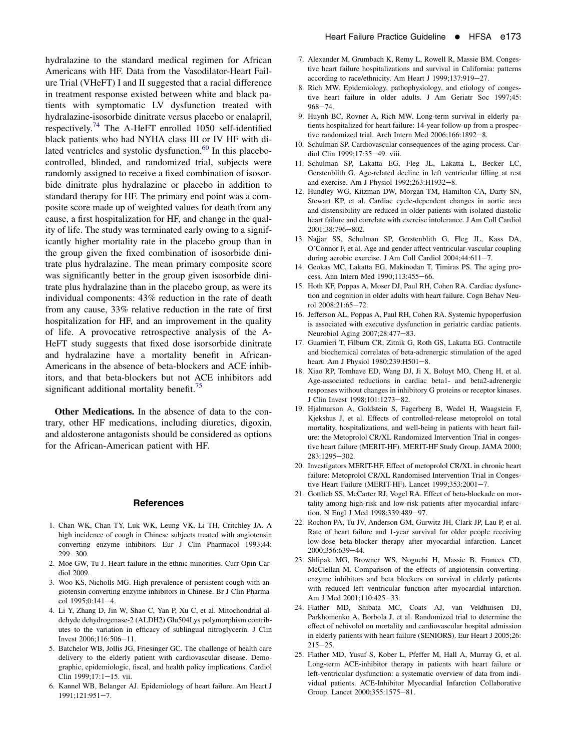hydralazine to the standard medical regimen for African Americans with HF. Data from the Vasodilator-Heart Failure Trial (VHeFT) I and II suggested that a racial difference in treatment response existed between white and black patients with symptomatic LV dysfunction treated with hydralazine-isosorbide dinitrate versus placebo or enalapril, respectively.[74] The A-HeFT enrolled 1050 self-identified black patients who had NYHA class III or IV HF with dilated ventricles and systolic dysfunction.[60] In this placebo-controlled, blinded, and randomized trial, subjects were randomly assigned to receive a fixed combination of isosorbide dinitrate plus hydralazine or placebo in addition to standard therapy for HF. The primary end point was a composite score made up of weighted values for death from any cause, a first hospitalization for HF, and change in the quality of life. The study was terminated early owing to a significantly higher mortality rate in the placebo group than in the group given the fixed combination of isosorbide dinitrate plus hydralazine. The mean primary composite score was significantly better in the group given isosorbide dinitrate plus hydralazine than in the placebo group, as were its individual components: 43% reduction in the rate of death from any cause, 33% relative reduction in the rate of first hospitalization for HF, and an improvement in the quality of life. A provocative retrospective analysis of the A-HeFT study suggests that fixed dose isorsorbide dinitrate and hydralazine have a mortality benefit in African-Americans in the absence of beta-blockers and ACE inhibitors, and that beta-blockers but not ACE inhibitors add significant additional mortality benefit.[75]

**Other Medications.** In the absence of data to the contrary, other HF medications, including diuretics, digoxin, and aldosterone antagonists should be considered as options for the African-American patient with HF.

## References

1. Chan WK, Chan TY, Luk WK, Leung VK, Li TH, Critchley JA. A high incidence of cough in Chinese subjects treated with angiotensin converting enzyme inhibitors. Eur J Clin Pharmacol 1993;44: 299−300.
2. Moe GW, Tu J. Heart failure in the ethnic minorities. Curr Opin Cardiol 2009.
3. Woo KS, Nicholls MG. High prevalence of persistent cough with angiotensin converting enzyme inhibitors in Chinese. Br J Clin Pharmacol 1995;0:141−4.
4. Li Y, Zhang D, Jin W, Shao C, Yan P, Xu C, et al. Mitochondrial aldehyde dehydrogenase-2 (ALDH2) Glu504Lys polymorphism contributes to the variation in efficacy of sublingual nitroglycerin. J Clin Invest 2006;116:506−11.
5. Batchelor WB, Jollis JG, Friesinger GC. The challenge of health care delivery to the elderly patient with cardiovascular disease. Demographic, epidemiologic, fiscal, and health policy implications. Cardiol Clin 1999;17:1−15. vii.
6. Kannel WB, Belanger AJ. Epidemiology of heart failure. Am Heart J 1991;121:951−7.
7. Alexander M, Grumbach K, Remy L, Rowell R, Massie BM. Congestive heart failure hospitalizations and survival in California: patterns according to race/ethnicity. Am Heart J 1999;137:919−27.
8. Rich MW. Epidemiology, pathophysiology, and etiology of congestive heart failure in older adults. J Am Geriatr Soc 1997;45: 968−74.
9. Huynh BC, Rovner A, Rich MW. Long-term survival in elderly patients hospitalized for heart failure: 14-year follow-up from a prospective randomized trial. Arch Intern Med 2006;166:1892−8.
10. Schulman SP. Cardiovascular consequences of the aging process. Cardiol Clin 1999;17:35−49. viii.
11. Schulman SP, Lakatta EG, Fleg JL, Lakatta L, Becker LC, Gerstenblith G. Age-related decline in left ventricular filling at rest and exercise. Am J Physiol 1992;263:H1932−8.
12. Hundley WG, Kitzman DW, Morgan TM, Hamilton CA, Darty SN, Stewart KP, et al. Cardiac cycle-dependent changes in aortic area and distensibility are reduced in older patients with isolated diastolic heart failure and correlate with exercise intolerance. J Am Coll Cardiol 2001;38:796−802.
13. Najjar SS, Schulman SP, Gerstenblith G, Fleg JL, Kass DA, O'Connor F, et al. Age and gender affect ventricular-vascular coupling during aerobic exercise. J Am Coll Cardiol 2004;44:611−7.
14. Geokas MC, Lakatta EG, Makinodan T, Timiras PS. The aging process. Ann Intern Med 1990;113:455−66.
15. Hoth KF, Poppas A, Moser DJ, Paul RH, Cohen RA. Cardiac dysfunction and cognition in older adults with heart failure. Cogn Behav Neurol 2008;21:65−72.
16. Jefferson AL, Poppas A, Paul RH, Cohen RA. Systemic hypoperfusion is associated with executive dysfunction in geriatric cardiac patients. Neurobiol Aging 2007;28:477−83.
17. Guarnieri T, Filburn CR, Zitnik G, Roth GS, Lakatta EG. Contractile and biochemical correlates of beta-adrenergic stimulation of the aged heart. Am J Physiol 1980;239:H501−8.
18. Xiao RP, Tomhave ED, Wang DJ, Ji X, Boluyt MO, Cheng H, et al. Age-associated reductions in cardiac beta1- and beta2-adrenergic responses without changes in inhibitory G proteins or receptor kinases. J Clin Invest 1998;101:1273−82.
19. Hjalmarson A, Goldstein S, Fagerberg B, Wedel H, Waagstein F, Kjekshus J, et al. Effects of controlled-release metoprolol on total mortality, hospitalizations, and well-being in patients with heart failure: the Metoprolol CR/XL Randomized Intervention Trial in congestive heart failure (MERIT-HF). MERIT-HF Study Group. JAMA 2000; 283:1295−302.
20. Investigators MERIT-HF. Effect of metoprolol CR/XL in chronic heart failure: Metoprolol CR/XL Randomised Intervention Trial in Congestive Heart Failure (MERIT-HF). Lancet 1999;353:2001−7.
21. Gottlieb SS, McCarter RJ, Vogel RA. Effect of beta-blockade on mortality among high-risk and low-risk patients after myocardial infarction. N Engl J Med 1998;339:489−97.
22. Rochon PA, Tu JV, Anderson GM, Gurwitz JH, Clark JP, Lau P, et al. Rate of heart failure and 1-year survival for older people receiving low-dose beta-blocker therapy after myocardial infarction. Lancet 2000;356:639−44.
23. Shlipak MG, Browner WS, Noguchi H, Massie B, Frances CD, McClellan M. Comparison of the effects of angiotensin converting-enzyme inhibitors and beta blockers on survival in elderly patients with reduced left ventricular function after myocardial infarction. Am J Med 2001;110:425−33.
24. Flather MD, Shibata MC, Coats AJ, van Veldhuisen DJ, Parkhomenko A, Borbola J, et al. Randomized trial to determine the effect of nebivolol on mortality and cardiovascular hospital admission in elderly patients with heart failure (SENIORS). Eur Heart J 2005;26: 215−25.
25. Flather MD, Yusuf S, Kober L, Pfeffer M, Hall A, Murray G, et al. Long-term ACE-inhibitor therapy in patients with heart failure or left-ventricular dysfunction: a systematic overview of data from individual patients. ACE-Inhibitor Myocardial Infarction Collaborative Group. Lancet 2000;355:1575−81.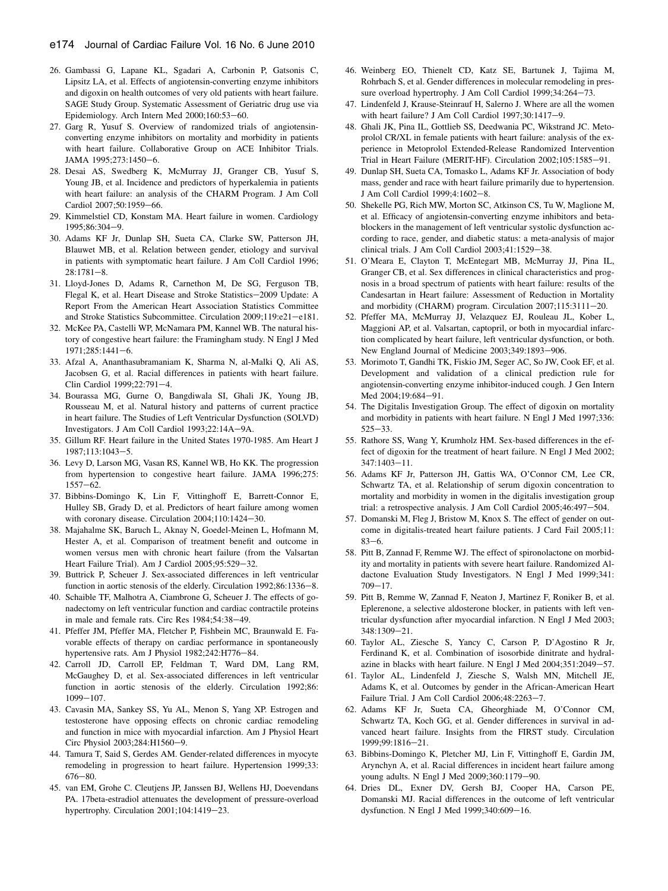26. Gambassi G, Lapane KL, Sgadari A, Carbonin P, Gatsonis C, Lipsitz LA, et al. Effects of angiotensin-converting enzyme inhibitors and digoxin on health outcomes of very old patients with heart failure. SAGE Study Group. Systematic Assessment of Geriatric drug use via Epidemiology. Arch Intern Med 2000;160:53−60.
27. Garg R, Yusuf S. Overview of randomized trials of angiotensin-converting enzyme inhibitors on mortality and morbidity in patients with heart failure. Collaborative Group on ACE Inhibitor Trials. JAMA 1995;273:1450−6.
28. Desai AS, Swedberg K, McMurray JJ, Granger CB, Yusuf S, Young JB, et al. Incidence and predictors of hyperkalemia in patients with heart failure: an analysis of the CHARM Program. J Am Coll Cardiol 2007;50:1959−66.
29. Kimmelstiel CD, Konstam MA. Heart failure in women. Cardiology 1995;86:304−9.
30. Adams KF Jr, Dunlap SH, Sueta CA, Clarke SW, Patterson JH, Blauwet MB, et al. Relation between gender, etiology and survival in patients with symptomatic heart failure. J Am Coll Cardiol 1996; 28:1781−8.
31. Lloyd-Jones D, Adams R, Carnethon M, De SG, Ferguson TB, Flegal K, et al. Heart Disease and Stroke Statistics−2009 Update: A Report From the American Heart Association Statistics Committee and Stroke Statistics Subcommittee. Circulation 2009;119:e21−e181.
32. McKee PA, Castelli WP, McNamara PM, Kannel WB. The natural history of congestive heart failure: the Framingham study. N Engl J Med 1971;285:1441−6.
33. Afzal A, Ananthasubramaniam K, Sharma N, al-Malki Q, Ali AS, Jacobsen G, et al. Racial differences in patients with heart failure. Clin Cardiol 1999;22:791−4.
34. Bourassa MG, Gurne O, Bangdiwala SI, Ghali JK, Young JB, Rousseau M, et al. Natural history and patterns of current practice in heart failure. The Studies of Left Ventricular Dysfunction (SOLVD) Investigators. J Am Coll Cardiol 1993;22:14A−9A.
35. Gillum RF. Heart failure in the United States 1970-1985. Am Heart J 1987;113:1043−5.
36. Levy D, Larson MG, Vasan RS, Kannel WB, Ho KK. The progression from hypertension to congestive heart failure. JAMA 1996;275: 1557−62.
37. Bibbins-Domingo K, Lin F, Vittinghoff E, Barrett-Connor E, Hulley SB, Grady D, et al. Predictors of heart failure among women with coronary disease. Circulation 2004;110:1424−30.
38. Majahalme SK, Baruch L, Aknay N, Goedel-Meinen L, Hofmann M, Hester A, et al. Comparison of treatment benefit and outcome in women versus men with chronic heart failure (from the Valsartan Heart Failure Trial). Am J Cardiol 2005;95:529−32.
39. Buttrick P, Scheuer J. Sex-associated differences in left ventricular function in aortic stenosis of the elderly. Circulation 1992;86:1336−8.
40. Schaible TF, Malhotra A, Ciambrone G, Scheuer J. The effects of gonadectomy on left ventricular function and cardiac contractile proteins in male and female rats. Circ Res 1984;54:38−49.
41. Pfeffer JM, Pfeffer MA, Fletcher P, Fishbein MC, Braunwald E. Favorable effects of therapy on cardiac performance in spontaneously hypertensive rats. Am J Physiol 1982;242:H776−84.
42. Carroll JD, Carroll EP, Feldman T, Ward DM, Lang RM, McGaughey D, et al. Sex-associated differences in left ventricular function in aortic stenosis of the elderly. Circulation 1992;86: 1099−107.
43. Cavasin MA, Sankey SS, Yu AL, Menon S, Yang XP. Estrogen and testosterone have opposing effects on chronic cardiac remodeling and function in mice with myocardial infarction. Am J Physiol Heart Circ Physiol 2003;284:H1560−9.
44. Tamura T, Said S, Gerdes AM. Gender-related differences in myocyte remodeling in progression to heart failure. Hypertension 1999;33: 676−80.
45. van EM, Grohe C. Cleutjens JP, Janssen BJ, Wellens HJ, Doevendans PA. 17beta-estradiol attenuates the development of pressure-overload hypertrophy. Circulation 2001;104:1419−23.
46. Weinberg EO, Thienelt CD, Katz SE, Bartunek J, Tajima M, Rohrbach S, et al. Gender differences in molecular remodeling in pressure overload hypertrophy. J Am Coll Cardiol 1999;34:264−73.
47. Lindenfeld J, Krause-Steinrauf H, Salerno J. Where are all the women with heart failure? J Am Coll Cardiol 1997;30:1417−9.
48. Ghali JK, Pina IL, Gottlieb SS, Deedwania PC, Wikstrand JC. Metoprolol CR/XL in female patients with heart failure: analysis of the experience in Metoprolol Extended-Release Randomized Intervention Trial in Heart Failure (MERIT-HF). Circulation 2002;105:1585−91.
49. Dunlap SH, Sueta CA, Tomasko L, Adams KF Jr. Association of body mass, gender and race with heart failure primarily due to hypertension. J Am Coll Cardiol 1999;4:1602−8.
50. Shekelle PG, Rich MW, Morton SC, Atkinson CS, Tu W, Maglione M, et al. Efficacy of angiotensin-converting enzyme inhibitors and beta-blockers in the management of left ventricular systolic dysfunction according to race, gender, and diabetic status: a meta-analysis of major clinical trials. J Am Coll Cardiol 2003;41:1529−38.
51. O'Meara E, Clayton T, McEntegart MB, McMurray JJ, Pina IL, Granger CB, et al. Sex differences in clinical characteristics and prognosis in a broad spectrum of patients with heart failure: results of the Candesartan in Heart failure: Assessment of Reduction in Mortality and morbidity (CHARM) program. Circulation 2007;115:3111−20.
52. Pfeffer MA, McMurray JJ, Velazquez EJ, Rouleau JL, Kober L, Maggioni AP, et al. Valsartan, captopril, or both in myocardial infarction complicated by heart failure, left ventricular dysfunction, or both. New England Journal of Medicine 2003;349:1893−906.
53. Morimoto T, Gandhi TK, Fiskio JM, Seger AC, So JW, Cook EF, et al. Development and validation of a clinical prediction rule for angiotensin-converting enzyme inhibitor-induced cough. J Gen Intern Med 2004;19:684−91.
54. The Digitalis Investigation Group. The effect of digoxin on mortality and morbidity in patients with heart failure. N Engl J Med 1997;336: 525−33.
55. Rathore SS, Wang Y, Krumholz HM. Sex-based differences in the effect of digoxin for the treatment of heart failure. N Engl J Med 2002; 347:1403−11.
56. Adams KF Jr, Patterson JH, Gattis WA, O'Connor CM, Lee CR, Schwartz TA, et al. Relationship of serum digoxin concentration to mortality and morbidity in women in the digitalis investigation group trial: a retrospective analysis. J Am Coll Cardiol 2005;46:497−504.
57. Domanski M, Fleg J, Bristow M, Knox S. The effect of gender on outcome in digitalis-treated heart failure patients. J Card Fail 2005;11: 83−6.
58. Pitt B, Zannad F, Remme WJ. The effect of spironolactone on morbidity and mortality in patients with severe heart failure. Randomized Aldactone Evaluation Study Investigators. N Engl J Med 1999;341: 709−17.
59. Pitt B, Remme W, Zannad F, Neaton J, Martinez F, Roniker B, et al. Eplerenone, a selective aldosterone blocker, in patients with left ventricular dysfunction after myocardial infarction. N Engl J Med 2003; 348:1309−21.
60. Taylor AL, Ziesche S, Yancy C, Carson P, D'Agostino R Jr, Ferdinand K, et al. Combination of isosorbide dinitrate and hydralazine in blacks with heart failure. N Engl J Med 2004;351:2049−57.
61. Taylor AL, Lindenfeld J, Ziesche S, Walsh MN, Mitchell JE, Adams K, et al. Outcomes by gender in the African-American Heart Failure Trial. J Am Coll Cardiol 2006;48:2263−7.
62. Adams KF Jr, Sueta CA, Gheorghiade M, O'Connor CM, Schwartz TA, Koch GG, et al. Gender differences in survival in advanced heart failure. Insights from the FIRST study. Circulation 1999;99:1816−21.
63. Bibbins-Domingo K, Pletcher MJ, Lin F, Vittinghoff E, Gardin JM, Arynchyn A, et al. Racial differences in incident heart failure among young adults. N Engl J Med 2009;360:1179−90.
64. Dries DL, Exner DV, Gersh BJ, Cooper HA, Carson PE, Domanski MJ. Racial differences in the outcome of left ventricular dysfunction. N Engl J Med 1999;340:609−16.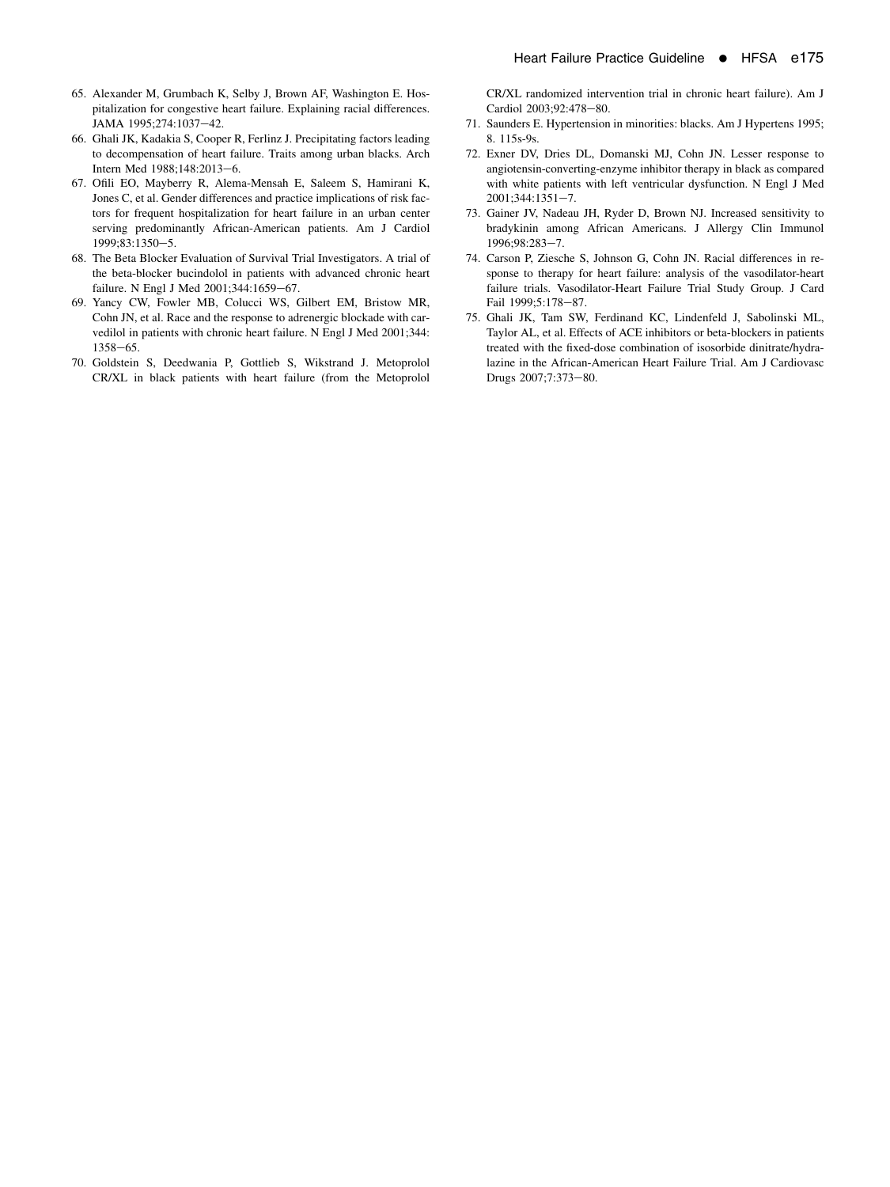65. Alexander M, Grumbach K, Selby J, Brown AF, Washington E. Hospitalization for congestive heart failure. Explaining racial differences. JAMA 1995;274:1037−42.
66. Ghali JK, Kadakia S, Cooper R, Ferlinz J. Precipitating factors leading to decompensation of heart failure. Traits among urban blacks. Arch Intern Med 1988;148:2013−6.
67. Ofili EO, Mayberry R, Alema-Mensah E, Saleem S, Hamirani K, Jones C, et al. Gender differences and practice implications of risk factors for frequent hospitalization for heart failure in an urban center serving predominantly African-American patients. Am J Cardiol 1999;83:1350−5.
68. The Beta Blocker Evaluation of Survival Trial Investigators. A trial of the beta-blocker bucindolol in patients with advanced chronic heart failure. N Engl J Med 2001;344:1659−67.
69. Yancy CW, Fowler MB, Colucci WS, Gilbert EM, Bristow MR, Cohn JN, et al. Race and the response to adrenergic blockade with carvedilol in patients with chronic heart failure. N Engl J Med 2001;344:1358−65.
70. Goldstein S, Deedwania P, Gottlieb S, Wikstrand J. Metoprolol CR/XL in black patients with heart failure (from the Metoprolol CR/XL randomized intervention trial in chronic heart failure). Am J Cardiol 2003;92:478−80.
71. Saunders E. Hypertension in minorities: blacks. Am J Hypertens 1995; 8. 115s-9s.
72. Exner DV, Dries DL, Domanski MJ, Cohn JN. Lesser response to angiotensin-converting-enzyme inhibitor therapy in black as compared with white patients with left ventricular dysfunction. N Engl J Med 2001;344:1351−7.
73. Gainer JV, Nadeau JH, Ryder D, Brown NJ. Increased sensitivity to bradykinin among African Americans. J Allergy Clin Immunol 1996;98:283−7.
74. Carson P, Ziesche S, Johnson G, Cohn JN. Racial differences in response to therapy for heart failure: analysis of the vasodilator-heart failure trials. Vasodilator-Heart Failure Trial Study Group. J Card Fail 1999;5:178−87.
75. Ghali JK, Tam SW, Ferdinand KC, Lindenfeld J, Sabolinski ML, Taylor AL, et al. Effects of ACE inhibitors or beta-blockers in patients treated with the fixed-dose combination of isosorbide dinitrate/hydralazine in the African-American Heart Failure Trial. Am J Cardiovasc Drugs 2007;7:373−80.